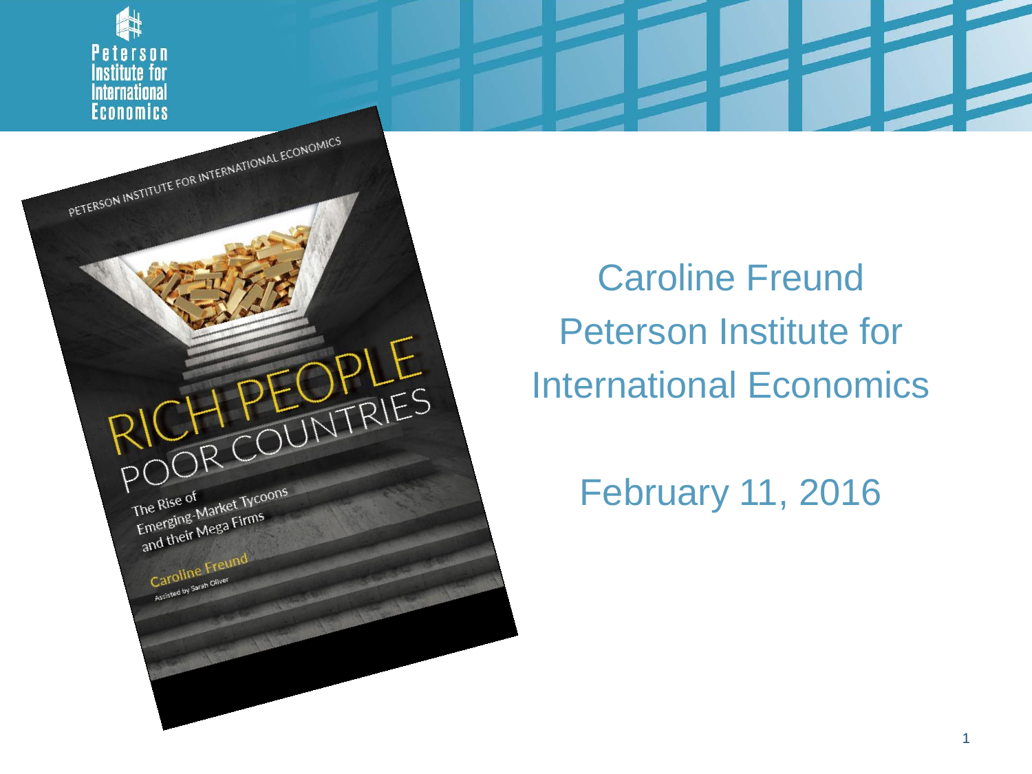Peterson Institute for International Economics

PETERSON INSTITUTE FOR INTERNATIONAL ECONOMICS

# RICH PEOPLE POOR COUNTRIES

The Rise of Emerging-Market Tycoons and their Mega Firms

Caroline Freund

Assisted by Sarah Oliver

## Caroline Freund
## Peterson Institute for International Economics

February 11, 2016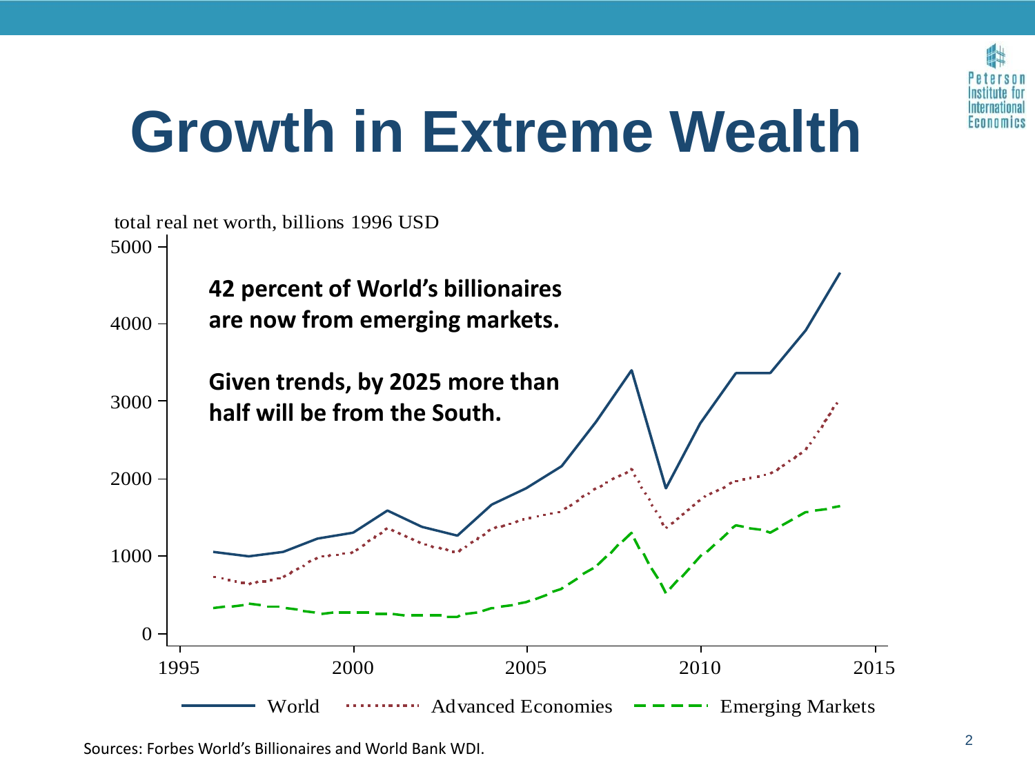# Growth in Extreme Wealth

total real net worth, billions 1996 USD

**42 percent of World's billionaires are now from emerging markets.**

**Given trends, by 2025 more than half will be from the South.**

World · Advanced Economies · Emerging Markets

Sources: Forbes World's Billionaires and World Bank WDI.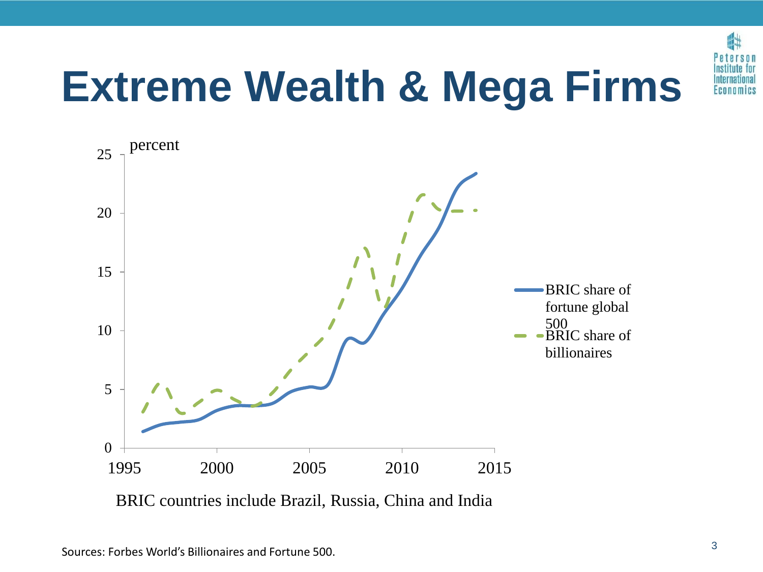# Extreme Wealth & Mega Firms

percent

25
20
15
10
5
0

1995 2000 2005 2010 2015

BRIC share of fortune global 500

BRIC share of billionaires

BRIC countries include Brazil, Russia, China and India

Sources: Forbes World's Billionaires and Fortune 500.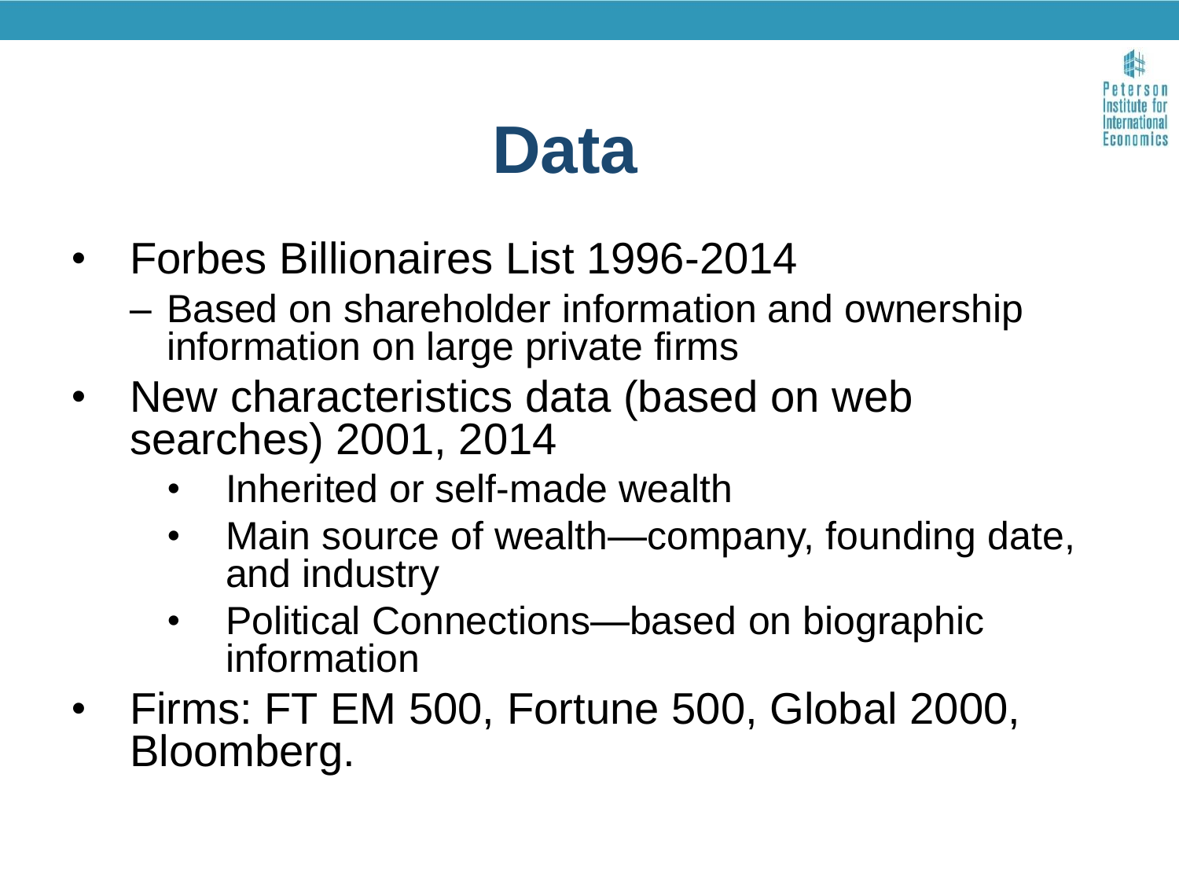# Data

- Forbes Billionaires List 1996-2014
  - Based on shareholder information and ownership information on large private firms
- New characteristics data (based on web searches) 2001, 2014
  - Inherited or self-made wealth
  - Main source of wealth—company, founding date, and industry
  - Political Connections—based on biographic information
- Firms: FT EM 500, Fortune 500, Global 2000, Bloomberg.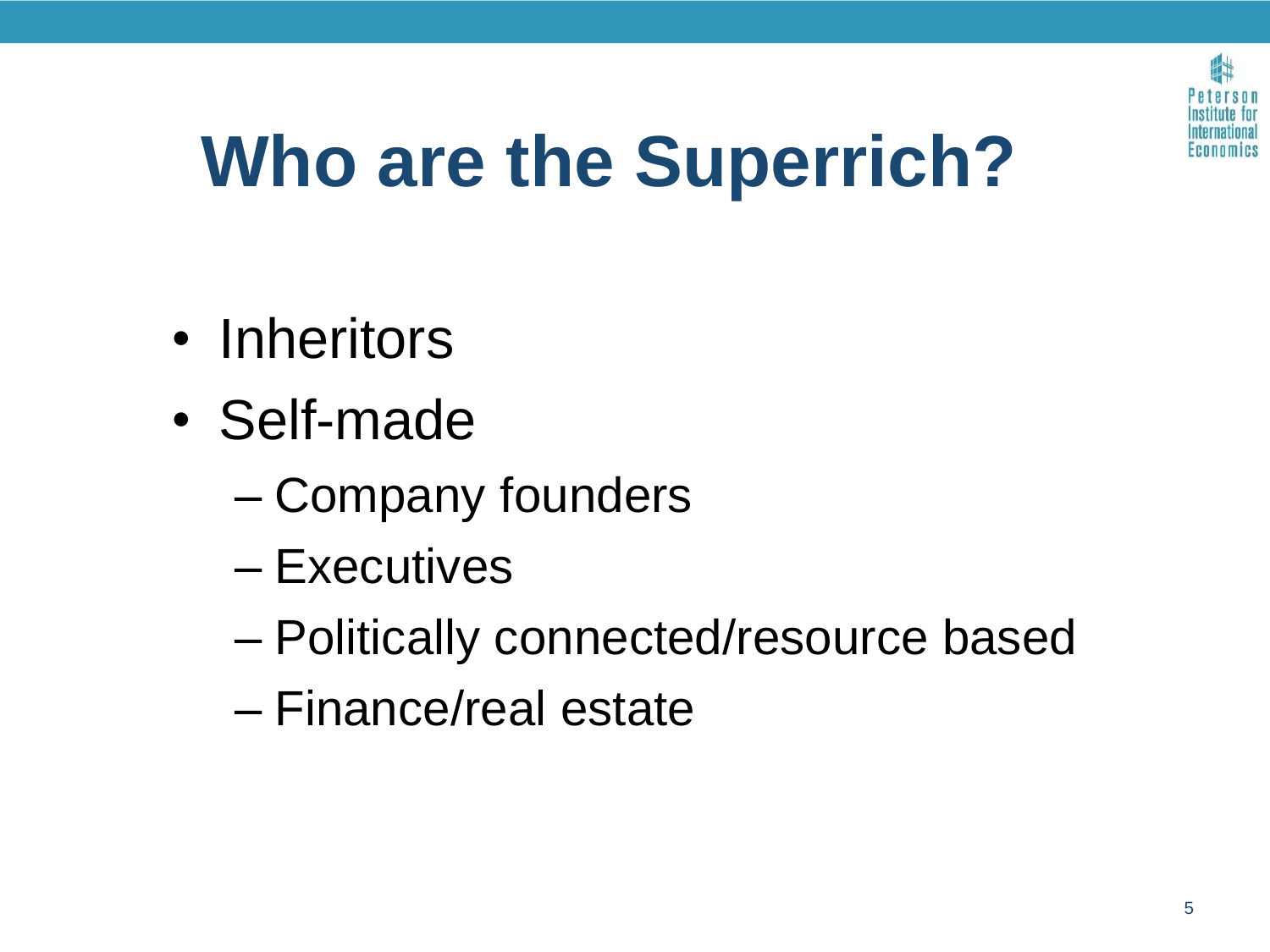# Who are the Superrich?

- Inheritors
- Self-made
  - Company founders
  - Executives
  - Politically connected/resource based
  - Finance/real estate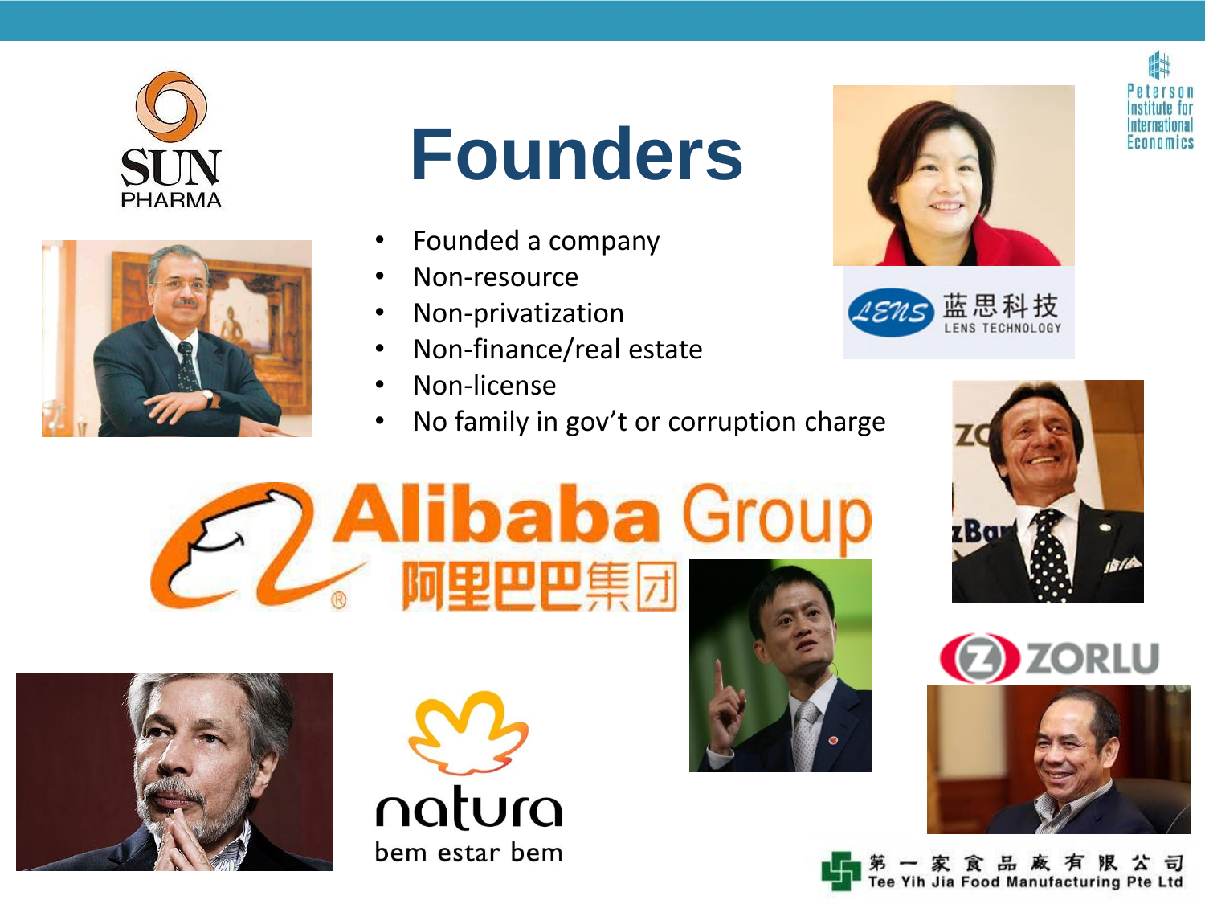# Founders

- Founded a company
- Non-resource
- Non-privatization
- Non-finance/real estate
- Non-license
- No family in gov’t or corruption charge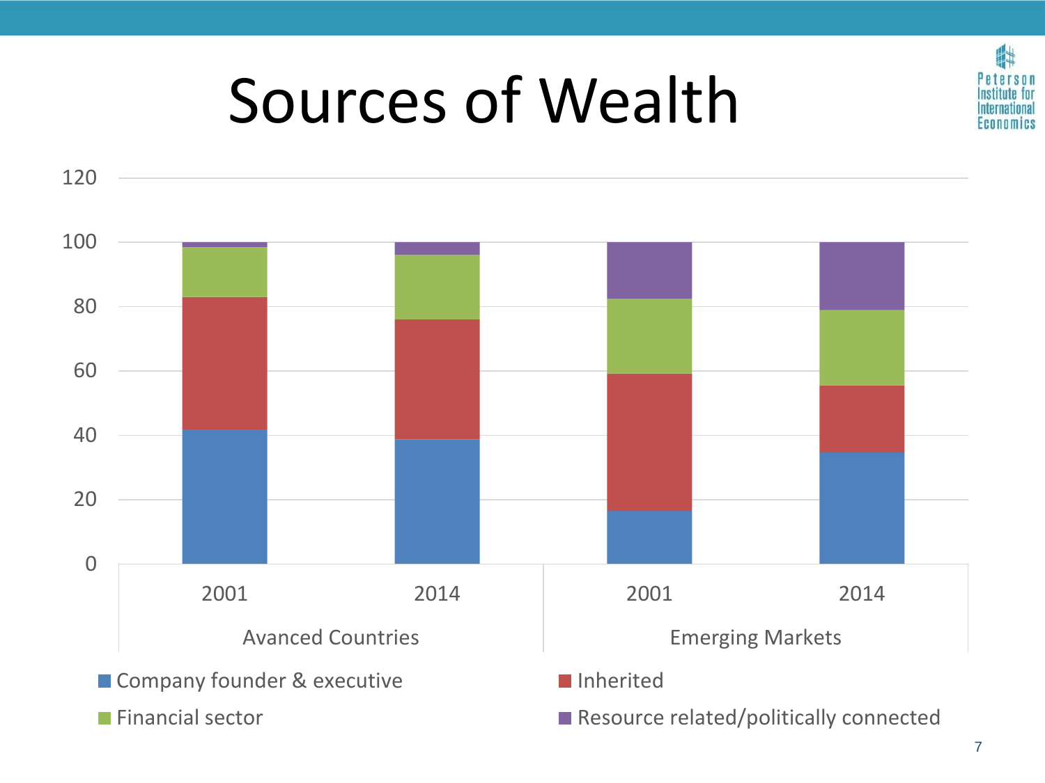# Sources of Wealth

120
100
80
60
40
20
0

2001 2014 2001 2014

Avanced Countries Emerging Markets

Company founder & executive
Inherited
Financial sector
Resource related/politically connected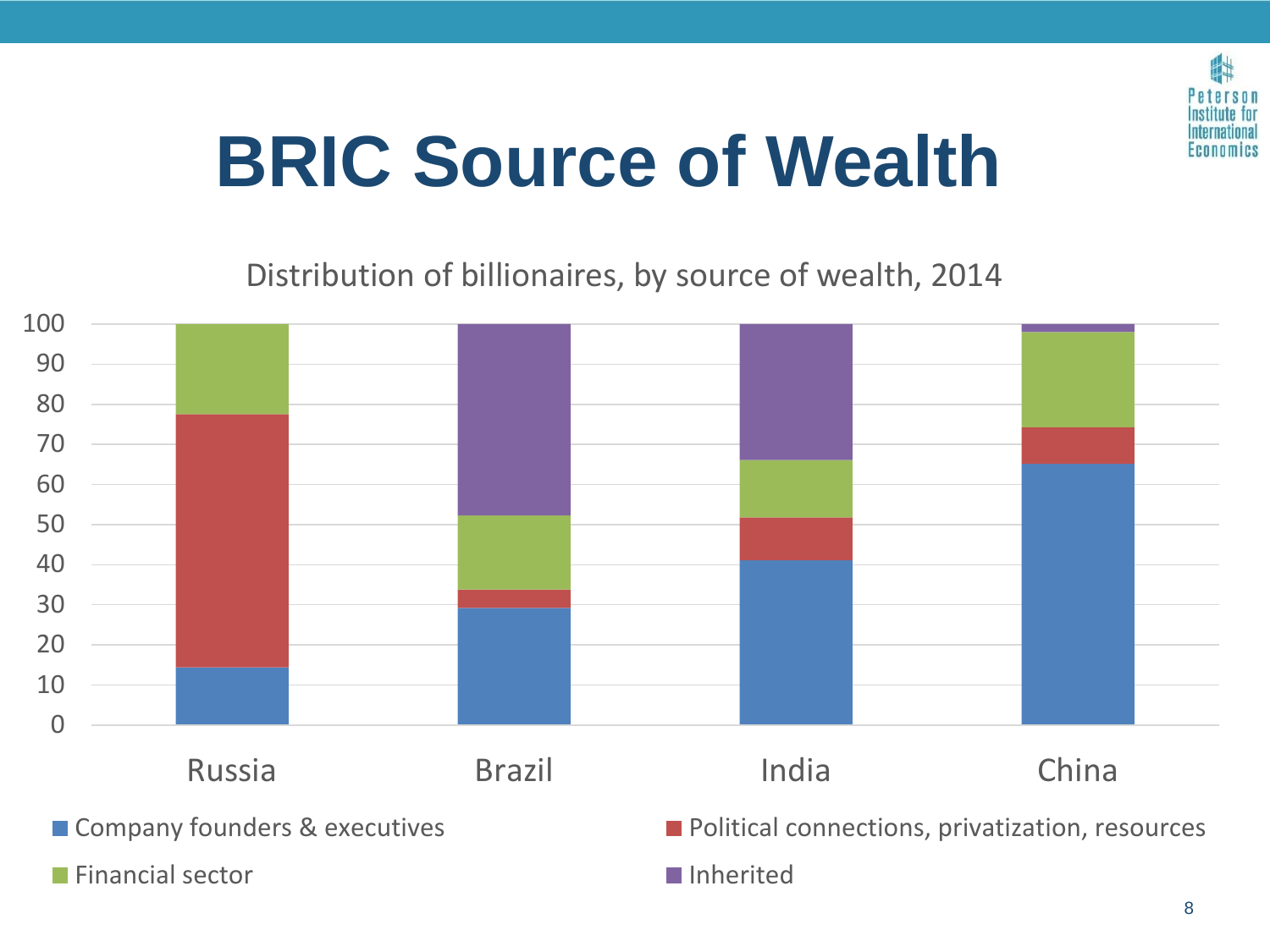# BRIC Source of Wealth

Distribution of billionaires, by source of wealth, 2014

| | Russia | Brazil | India | China |
|---|---|---|---|---|
| Company founders & executives | | | | |
| Political connections, privatization, resources | | | | |
| Financial sector | | | | |
| Inherited | | | | |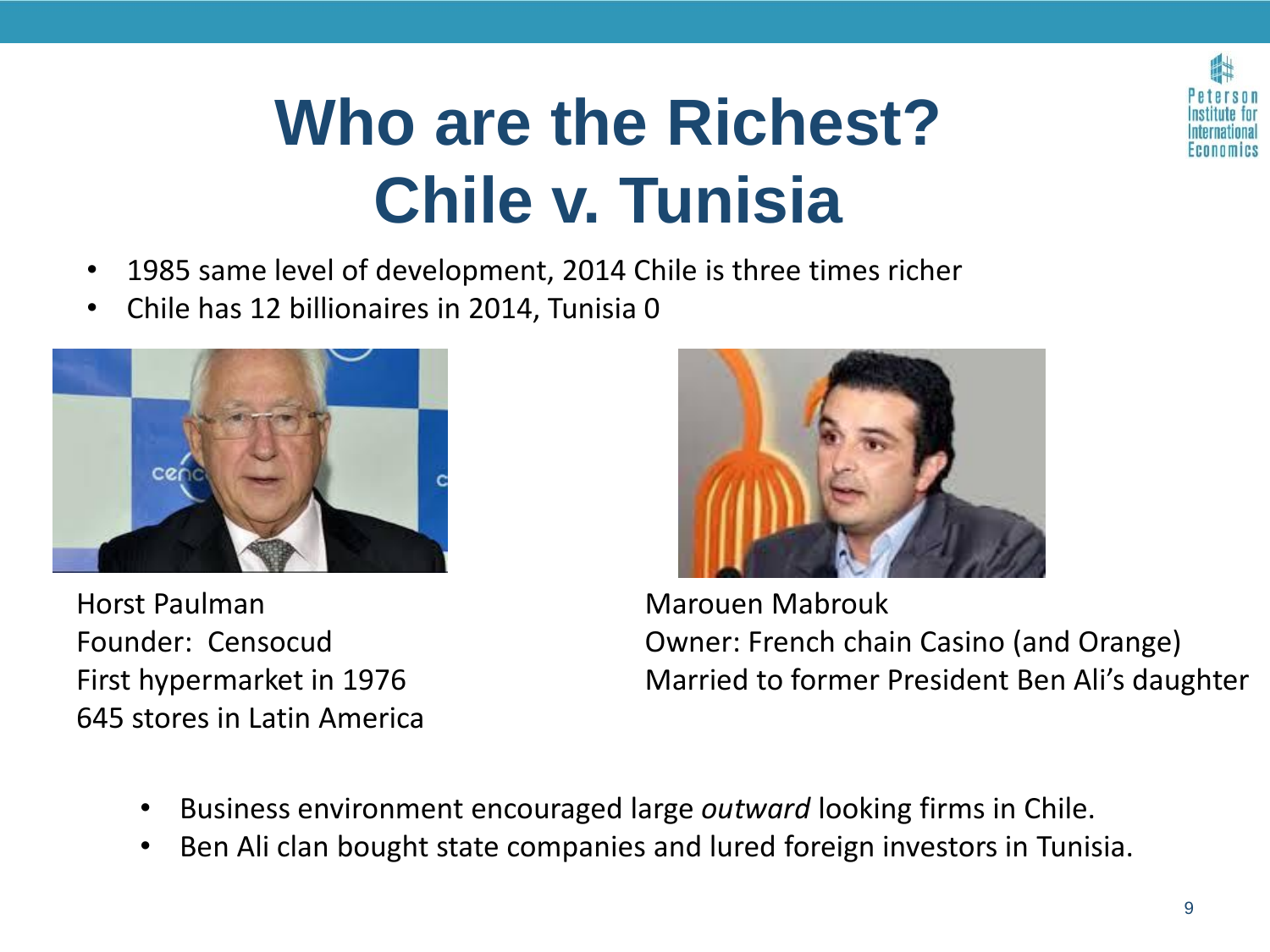# Who are the Richest? Chile v. Tunisia

- 1985 same level of development, 2014 Chile is three times richer
- Chile has 12 billionaires in 2014, Tunisia 0

Horst Paulman
Founder: Censocud
First hypermarket in 1976
645 stores in Latin America

Marouen Mabrouk
Owner: French chain Casino (and Orange)
Married to former President Ben Ali's daughter

- Business environment encouraged large *outward* looking firms in Chile.
- Ben Ali clan bought state companies and lured foreign investors in Tunisia.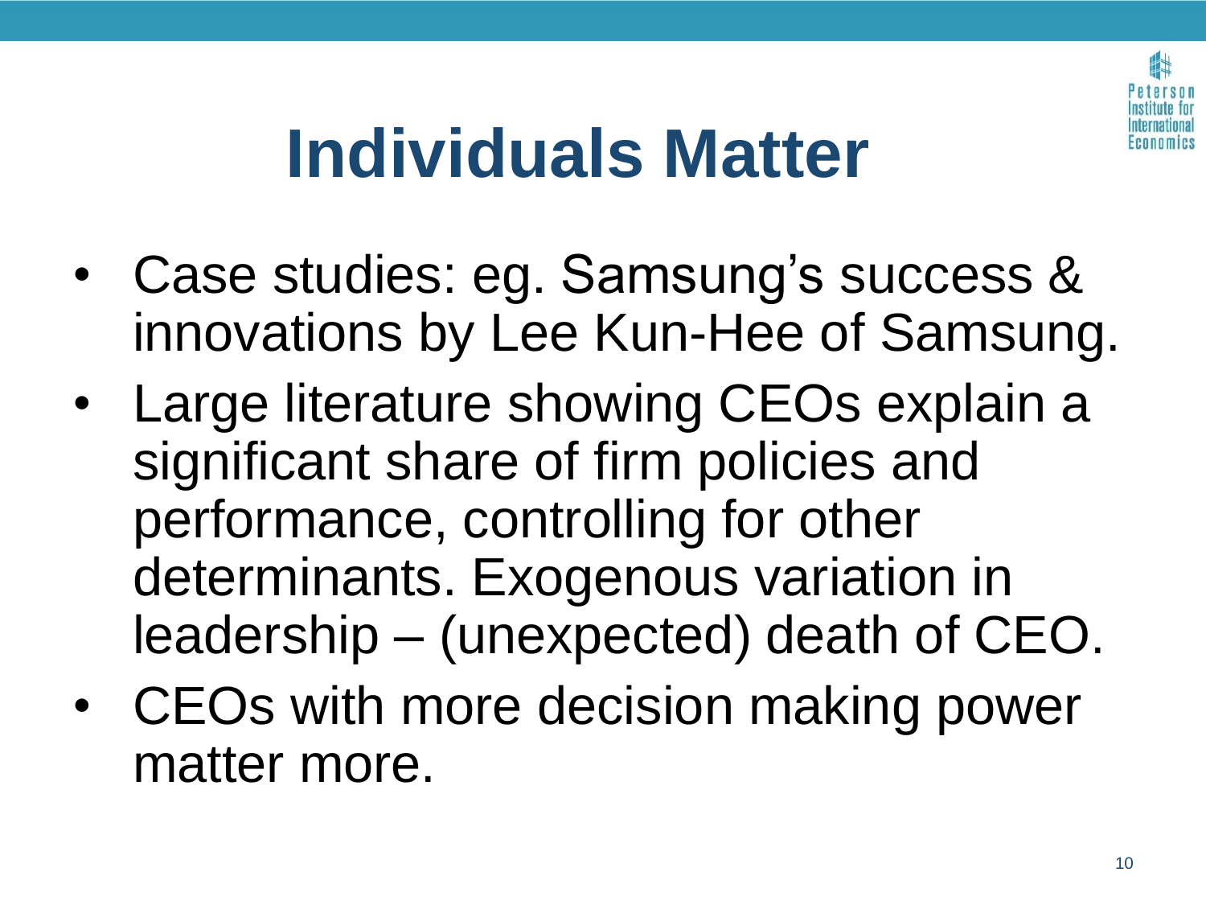# Individuals Matter

- Case studies: eg. Samsung's success & innovations by Lee Kun-Hee of Samsung.
- Large literature showing CEOs explain a significant share of firm policies and performance, controlling for other determinants. Exogenous variation in leadership – (unexpected) death of CEO.
- CEOs with more decision making power matter more.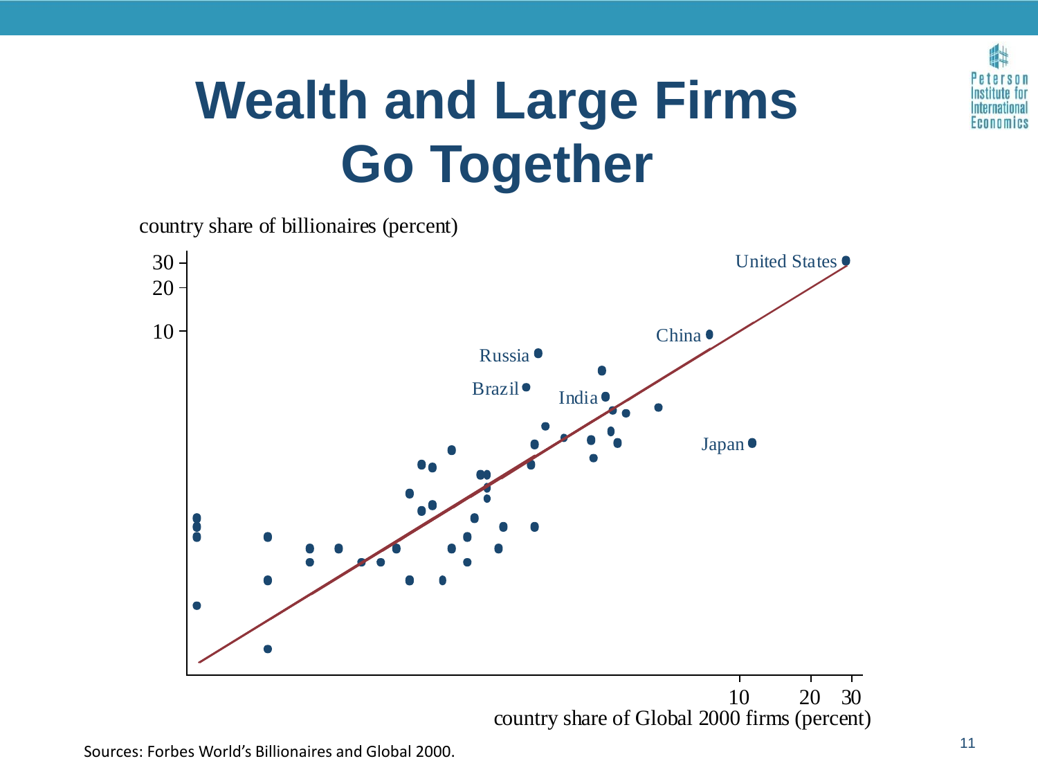# Wealth and Large Firms Go Together

country share of billionaires (percent)

30
20
10

United States
China
Russia
Brazil
India
Japan

10 20 30

country share of Global 2000 firms (percent)

Sources: Forbes World's Billionaires and Global 2000.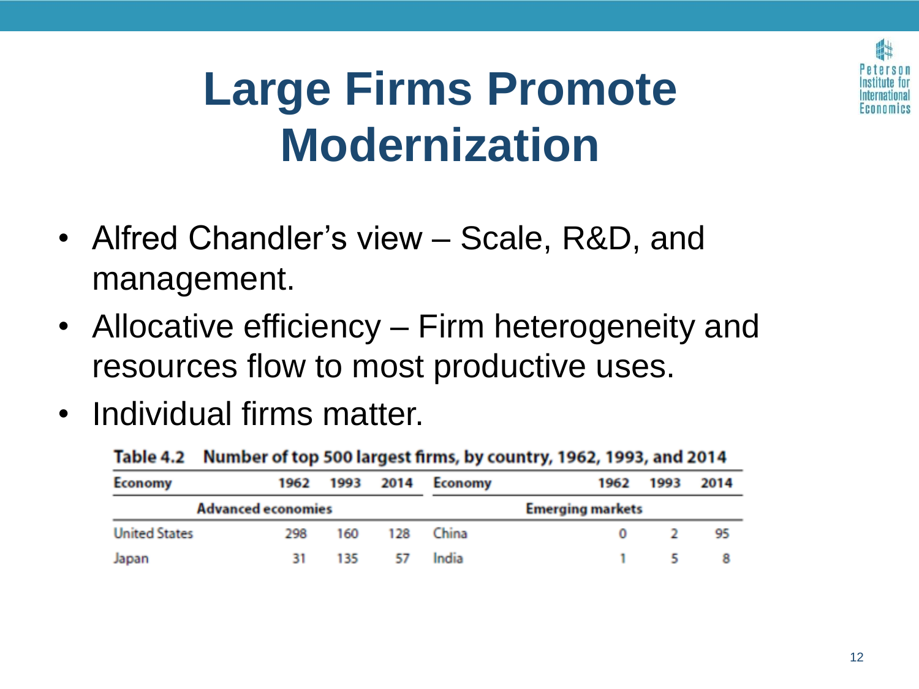# Large Firms Promote Modernization

- Alfred Chandler's view – Scale, R&D, and management.
- Allocative efficiency – Firm heterogeneity and resources flow to most productive uses.
- Individual firms matter.

**Table 4.2 Number of top 500 largest firms, by country, 1962, 1993, and 2014**

| Economy | 1962 | 1993 | 2014 | Economy | 1962 | 1993 | 2014 |
|---|---|---|---|---|---|---|---|
| Advanced economies | | | | Emerging markets | | | |
| United States | 298 | 160 | 128 | China | 0 | 2 | 95 |
| Japan | 31 | 135 | 57 | India | 1 | 5 | 8 |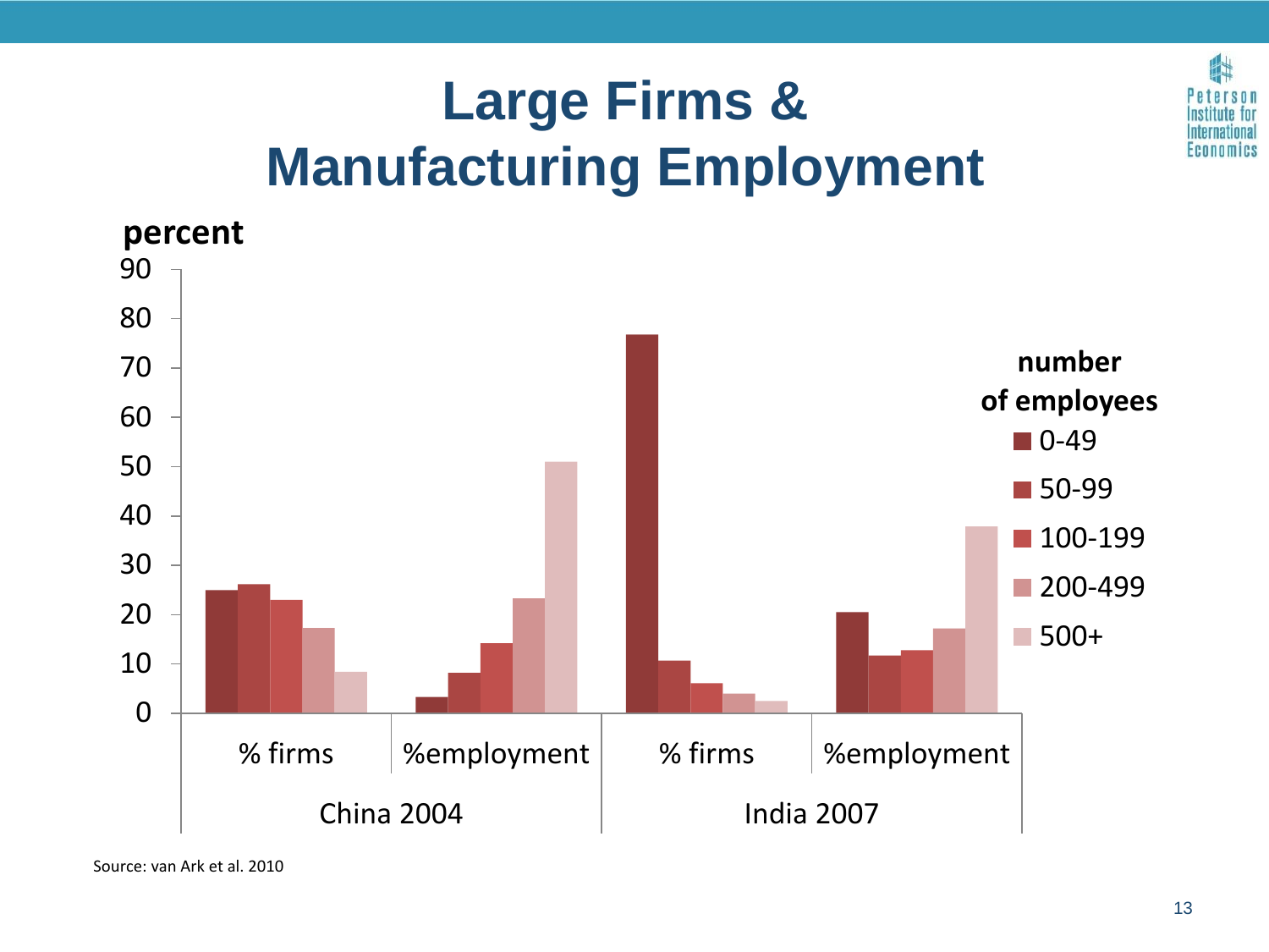# Large Firms & Manufacturing Employment

percent

| | China 2004 % firms | China 2004 %employment | India 2007 % firms | India 2007 %employment |
|---|---|---|---|---|
| 0-49 | 25 | 3 | 77 | 20.5 |
| 50-99 | 26 | 8 | 10.5 | 11.5 |
| 100-199 | 23 | 14 | 6 | 12.5 |
| 200-499 | 17 | 23 | 4 | 17 |
| 500+ | 8 | 51 | 2.5 | 38 |

number of employees: 0-49, 50-99, 100-199, 200-499, 500+

Source: van Ark et al. 2010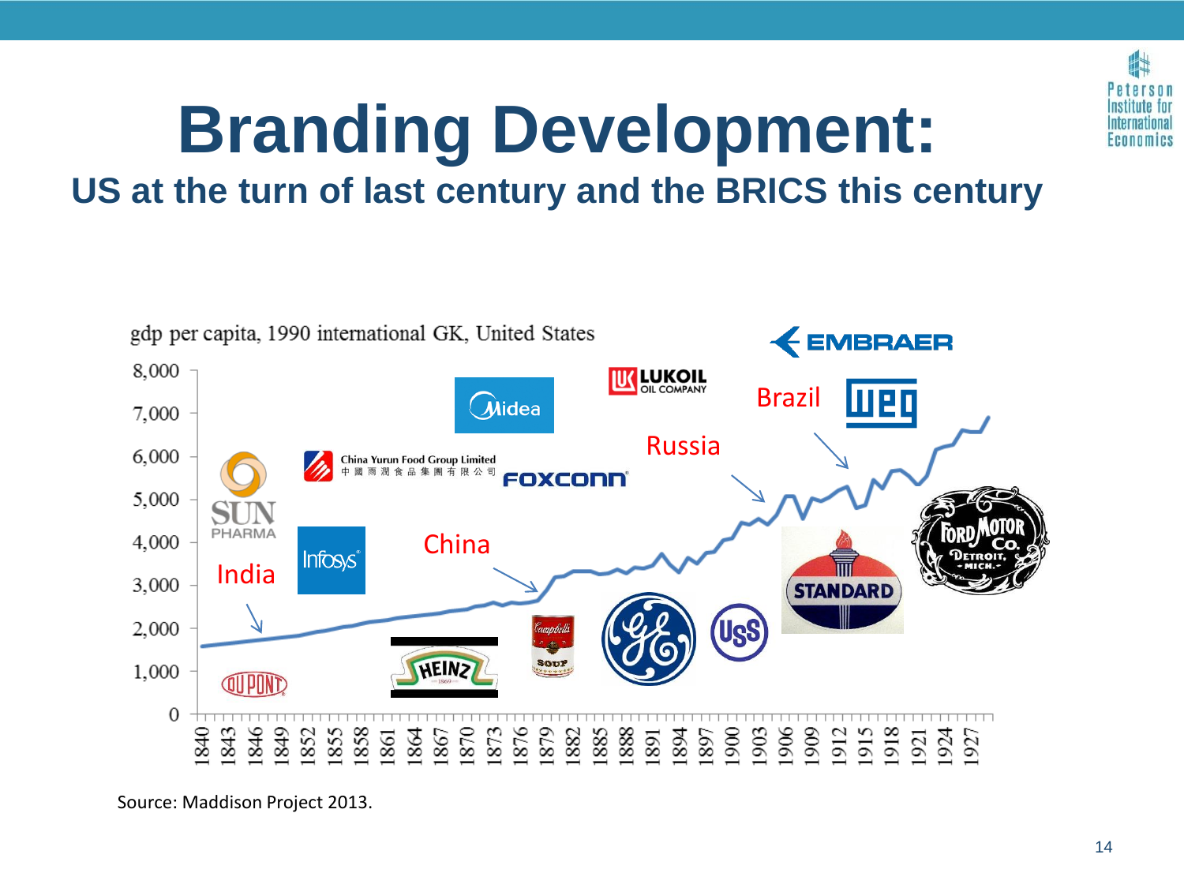# Branding Development:

## US at the turn of last century and the BRICS this century

gdp per capita, 1990 international GK, United States

Source: Maddison Project 2013.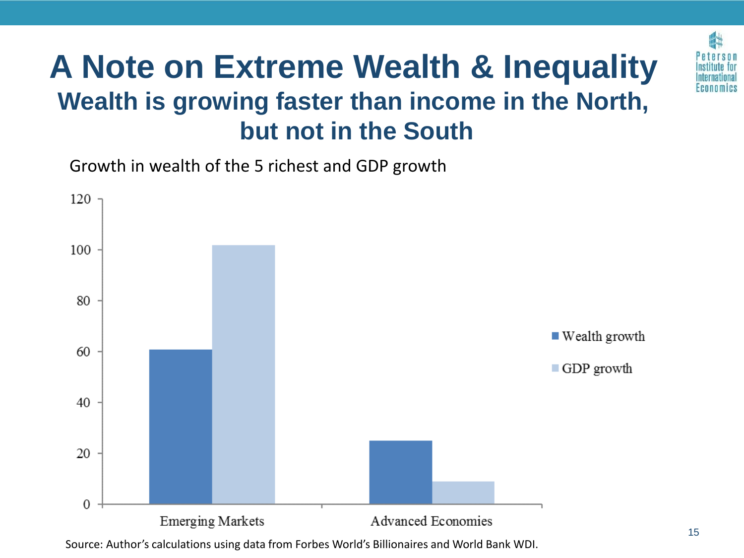# A Note on Extreme Wealth & Inequality

## Wealth is growing faster than income in the North, but not in the South

Growth in wealth of the 5 richest and GDP growth

Source: Author's calculations using data from Forbes World's Billionaires and World Bank WDI.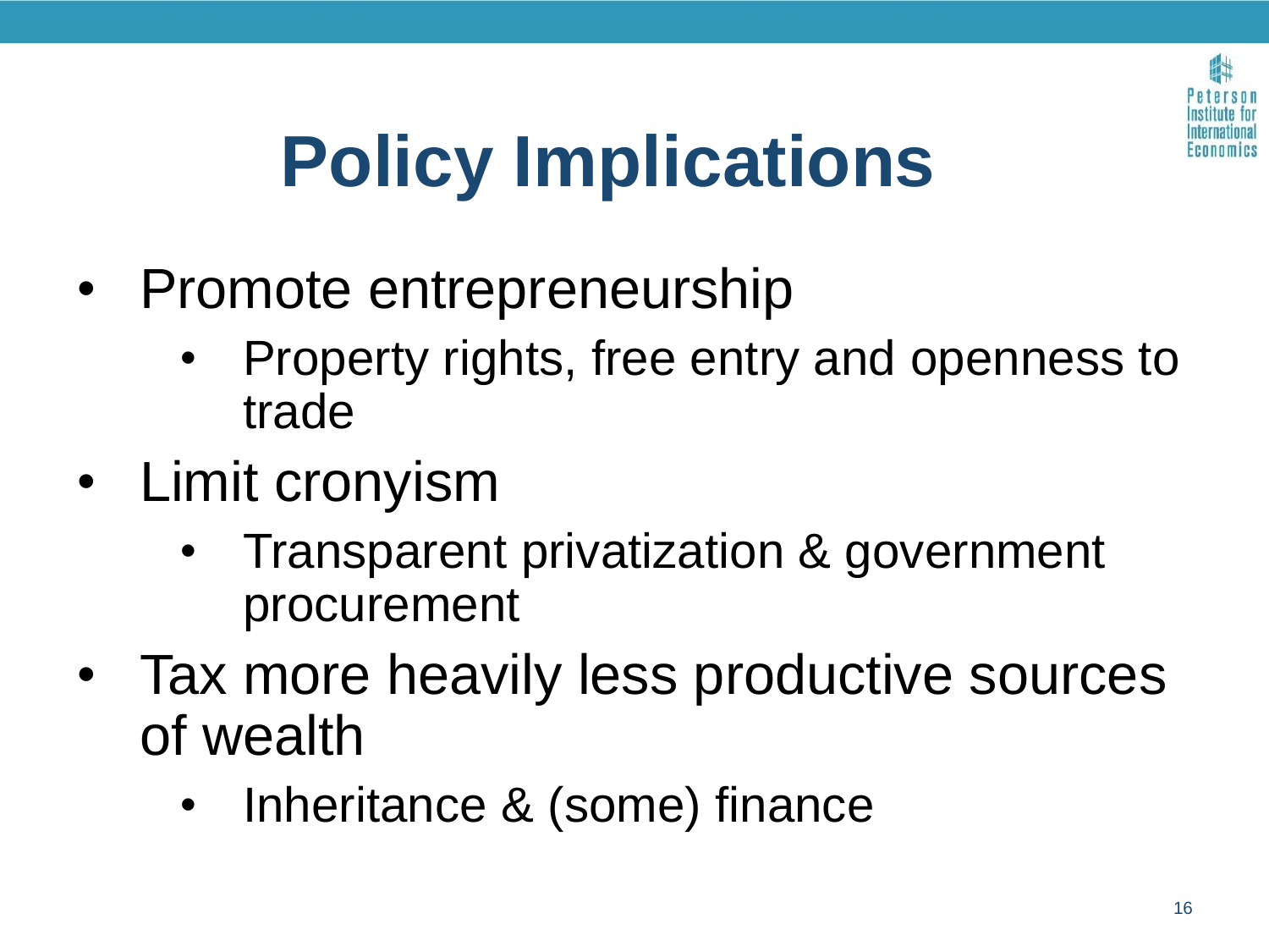# Policy Implications

- Promote entrepreneurship
  - Property rights, free entry and openness to trade
- Limit cronyism
  - Transparent privatization & government procurement
- Tax more heavily less productive sources of wealth
  - Inheritance & (some) finance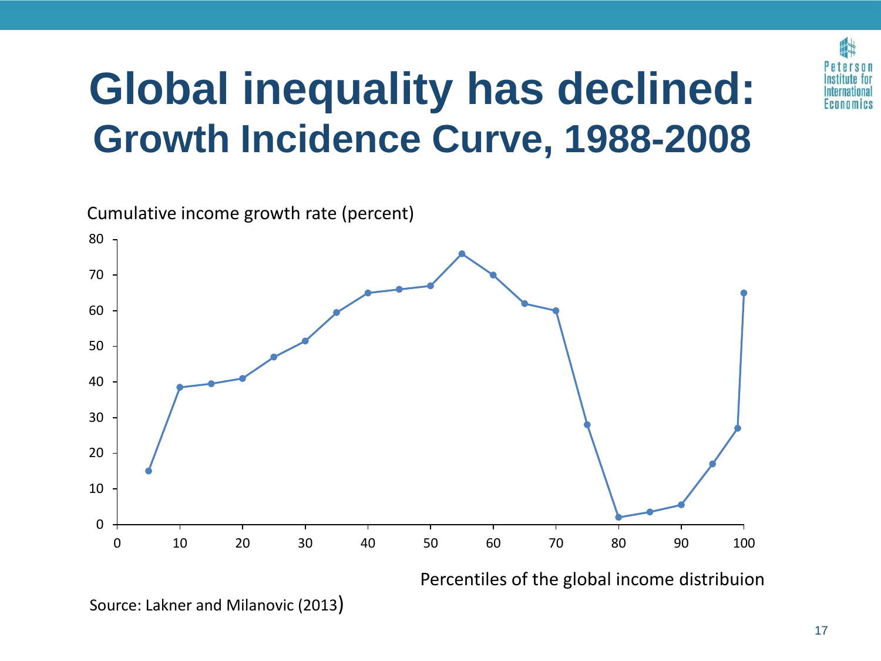# Global inequality has declined:

## Growth Incidence Curve, 1988-2008

Cumulative income growth rate (percent)

80
70
60
50
40
30
20
10
0

0 10 20 30 40 50 60 70 80 90 100

Percentiles of the global income distribuion

Source: Lakner and Milanovic (2013)